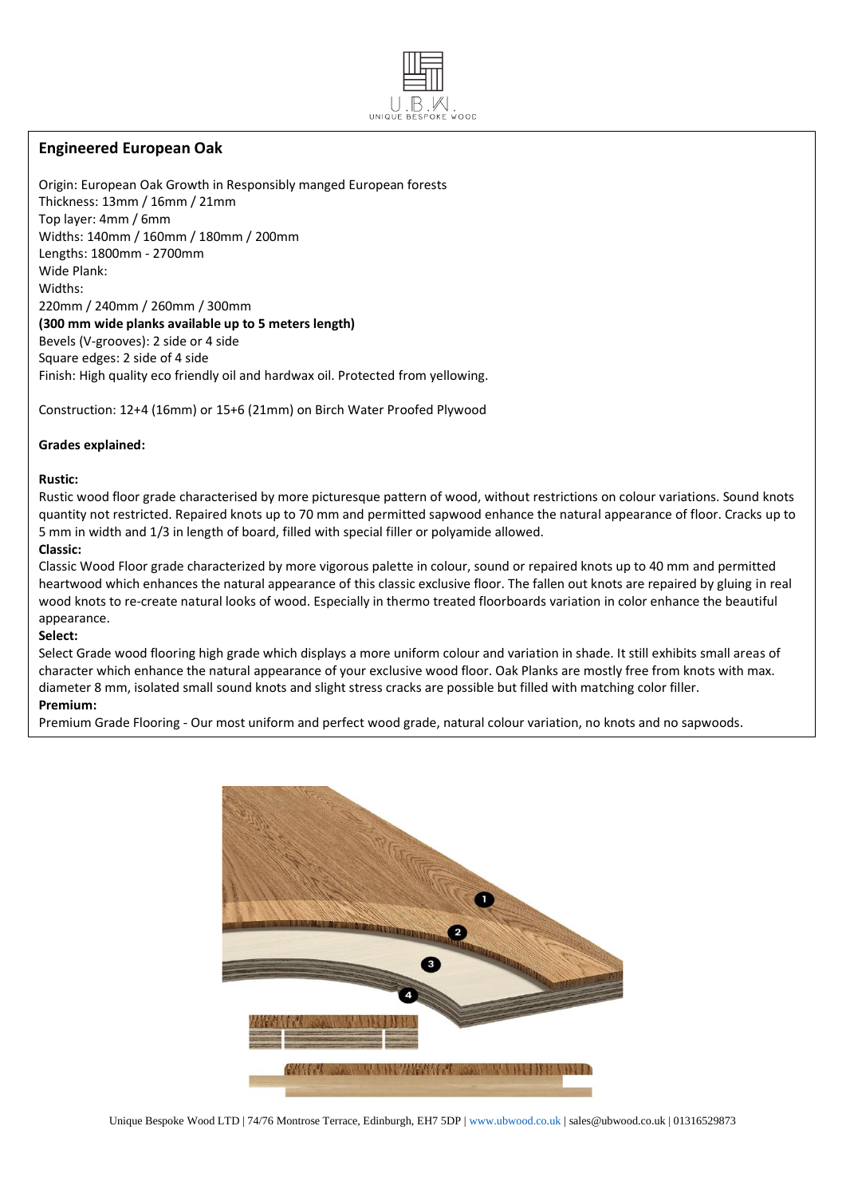## Engineered European Oak

Origin: European Oak Growth in Responsibly manged European forests
Thickness: 13mm / 16mm / 21mm
Top layer: 4mm / 6mm
Widths: 140mm / 160mm / 180mm / 200mm
Lengths: 1800mm - 2700mm
Wide Plank:
Widths:
220mm / 240mm / 260mm / 300mm
**(300 mm wide planks available up to 5 meters length)**
Bevels (V-grooves): 2 side or 4 side
Square edges: 2 side of 4 side
Finish: High quality eco friendly oil and hardwax oil. Protected from yellowing.

Construction: 12+4 (16mm) or 15+6 (21mm) on Birch Water Proofed Plywood

**Grades explained:**

**Rustic:**
Rustic wood floor grade characterised by more picturesque pattern of wood, without restrictions on colour variations. Sound knots quantity not restricted. Repaired knots up to 70 mm and permitted sapwood enhance the natural appearance of floor. Cracks up to 5 mm in width and 1/3 in length of board, filled with special filler or polyamide allowed.

**Classic:**
Classic Wood Floor grade characterized by more vigorous palette in colour, sound or repaired knots up to 40 mm and permitted heartwood which enhances the natural appearance of this classic exclusive floor. The fallen out knots are repaired by gluing in real wood knots to re-create natural looks of wood. Especially in thermo treated floorboards variation in color enhance the beautiful appearance.

**Select:**
Select Grade wood flooring high grade which displays a more uniform colour and variation in shade. It still exhibits small areas of character which enhance the natural appearance of your exclusive wood floor. Oak Planks are mostly free from knots with max. diameter 8 mm, isolated small sound knots and slight stress cracks are possible but filled with matching color filler.

**Premium:**
Premium Grade Flooring - Our most uniform and perfect wood grade, natural colour variation, no knots and no sapwoods.

Unique Bespoke Wood LTD | 74/76 Montrose Terrace, Edinburgh, EH7 5DP | www.ubwood.co.uk | sales@ubwood.co.uk | 01316529873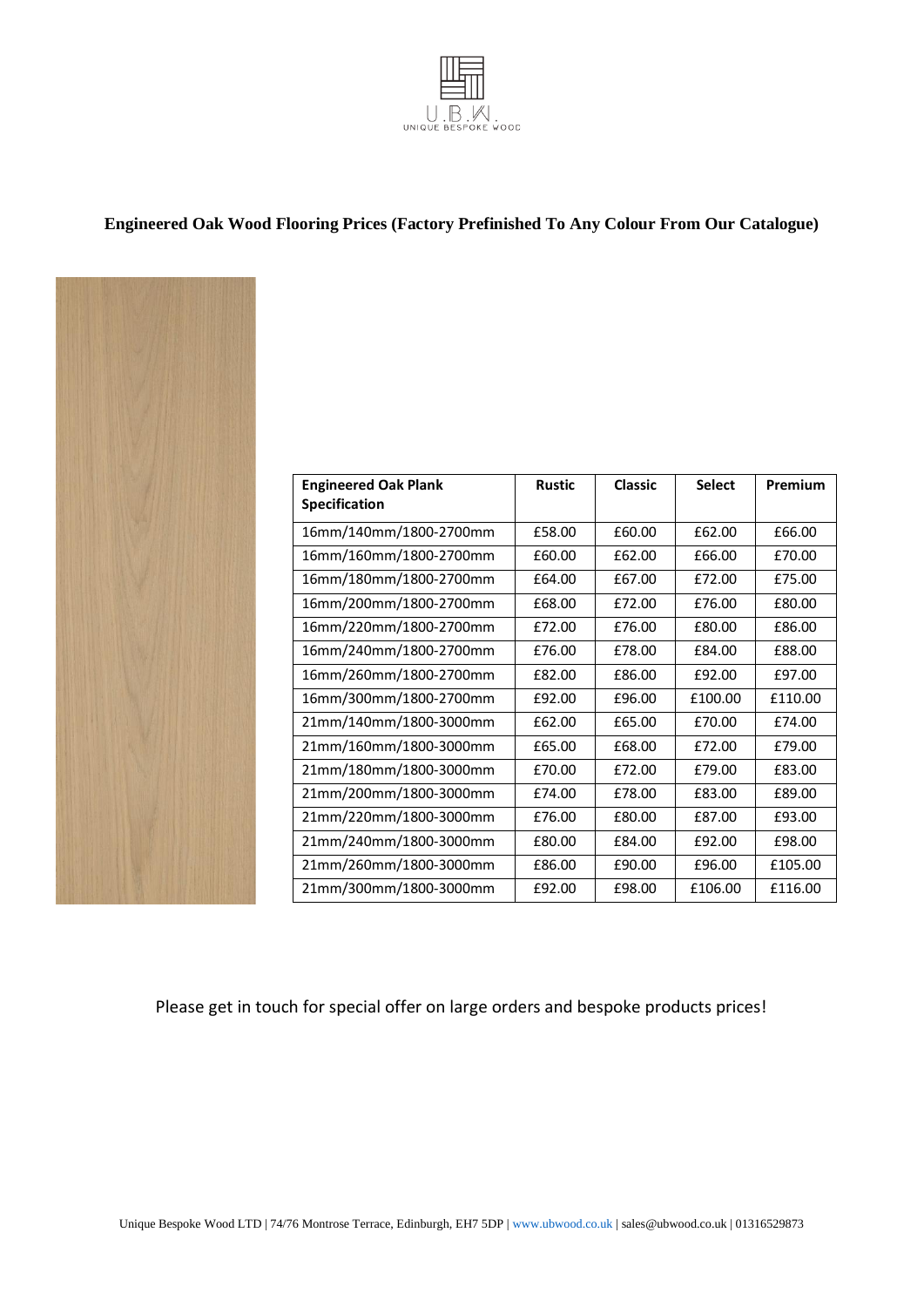U.B.W.
UNIQUE BESPOKE WOOD

**Engineered Oak Wood Flooring Prices (Factory Prefinished To Any Colour From Our Catalogue)**

| Engineered Oak Plank Specification | Rustic | Classic | Select | Premium |
|---|---|---|---|---|
| 16mm/140mm/1800-2700mm | £58.00 | £60.00 | £62.00 | £66.00 |
| 16mm/160mm/1800-2700mm | £60.00 | £62.00 | £66.00 | £70.00 |
| 16mm/180mm/1800-2700mm | £64.00 | £67.00 | £72.00 | £75.00 |
| 16mm/200mm/1800-2700mm | £68.00 | £72.00 | £76.00 | £80.00 |
| 16mm/220mm/1800-2700mm | £72.00 | £76.00 | £80.00 | £86.00 |
| 16mm/240mm/1800-2700mm | £76.00 | £78.00 | £84.00 | £88.00 |
| 16mm/260mm/1800-2700mm | £82.00 | £86.00 | £92.00 | £97.00 |
| 16mm/300mm/1800-2700mm | £92.00 | £96.00 | £100.00 | £110.00 |
| 21mm/140mm/1800-3000mm | £62.00 | £65.00 | £70.00 | £74.00 |
| 21mm/160mm/1800-3000mm | £65.00 | £68.00 | £72.00 | £79.00 |
| 21mm/180mm/1800-3000mm | £70.00 | £72.00 | £79.00 | £83.00 |
| 21mm/200mm/1800-3000mm | £74.00 | £78.00 | £83.00 | £89.00 |
| 21mm/220mm/1800-3000mm | £76.00 | £80.00 | £87.00 | £93.00 |
| 21mm/240mm/1800-3000mm | £80.00 | £84.00 | £92.00 | £98.00 |
| 21mm/260mm/1800-3000mm | £86.00 | £90.00 | £96.00 | £105.00 |
| 21mm/300mm/1800-3000mm | £92.00 | £98.00 | £106.00 | £116.00 |

Please get in touch for special offer on large orders and bespoke products prices!

Unique Bespoke Wood LTD | 74/76 Montrose Terrace, Edinburgh, EH7 5DP | www.ubwood.co.uk | sales@ubwood.co.uk | 01316529873